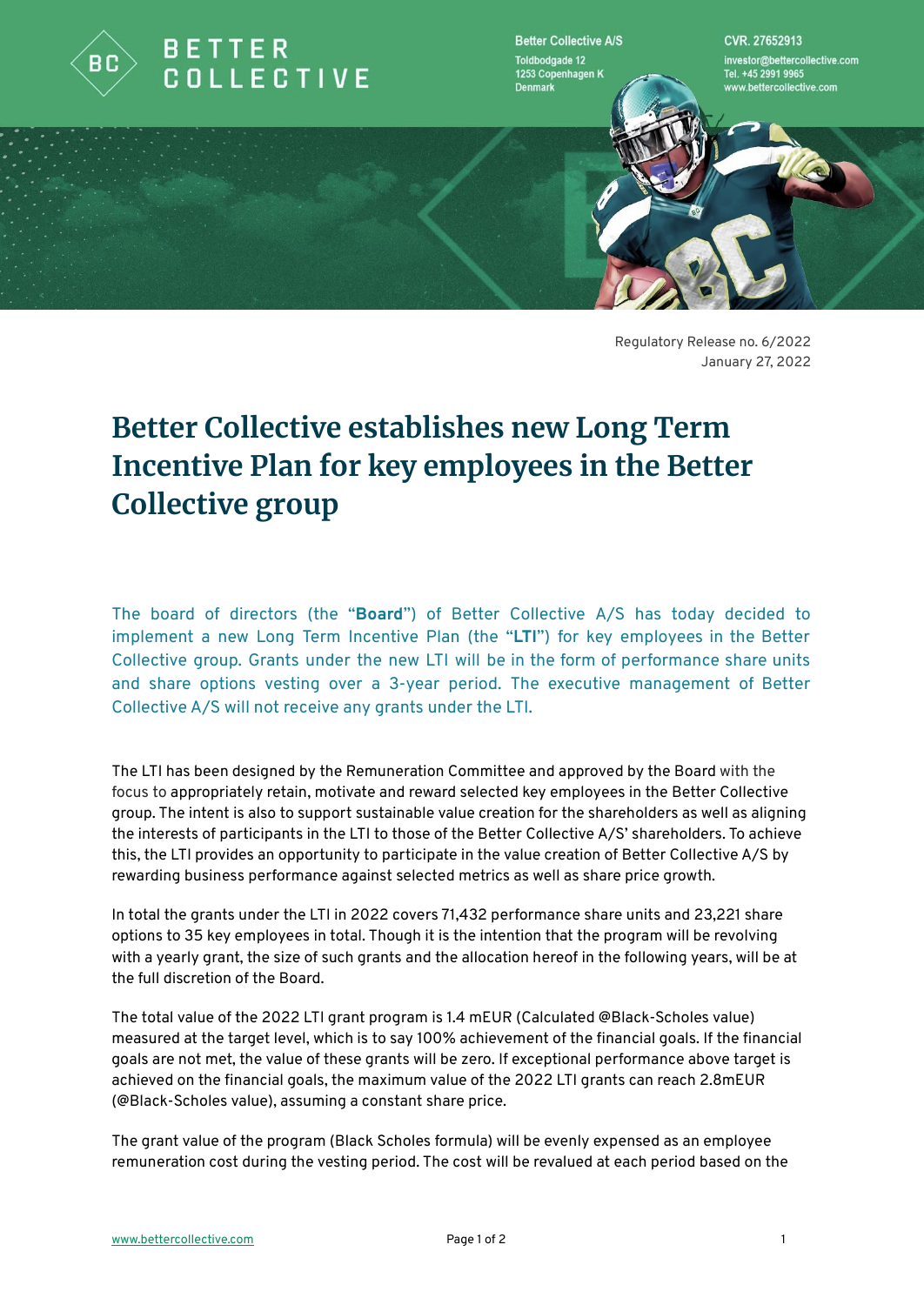Better Collective A/S
Toldbodgade 12
1253 Copenhagen K
Denmark

CVR. 27652913
investor@bettercollective.com
Tel. +45 2991 9965
www.bettercollective.com

Regulatory Release no. 6/2022
January 27, 2022

# Better Collective establishes new Long Term Incentive Plan for key employees in the Better Collective group

The board of directors (the "**Board**") of Better Collective A/S has today decided to implement a new Long Term Incentive Plan (the "**LTI**") for key employees in the Better Collective group. Grants under the new LTI will be in the form of performance share units and share options vesting over a 3-year period. The executive management of Better Collective A/S will not receive any grants under the LTI.

The LTI has been designed by the Remuneration Committee and approved by the Board with the focus to appropriately retain, motivate and reward selected key employees in the Better Collective group. The intent is also to support sustainable value creation for the shareholders as well as aligning the interests of participants in the LTI to those of the Better Collective A/S' shareholders. To achieve this, the LTI provides an opportunity to participate in the value creation of Better Collective A/S by rewarding business performance against selected metrics as well as share price growth.

In total the grants under the LTI in 2022 covers 71,432 performance share units and 23,221 share options to 35 key employees in total. Though it is the intention that the program will be revolving with a yearly grant, the size of such grants and the allocation hereof in the following years, will be at the full discretion of the Board.

The total value of the 2022 LTI grant program is 1.4 mEUR (Calculated @Black-Scholes value) measured at the target level, which is to say 100% achievement of the financial goals. If the financial goals are not met, the value of these grants will be zero. If exceptional performance above target is achieved on the financial goals, the maximum value of the 2022 LTI grants can reach 2.8mEUR (@Black-Scholes value), assuming a constant share price.

The grant value of the program (Black Scholes formula) will be evenly expensed as an employee remuneration cost during the vesting period. The cost will be revalued at each period based on the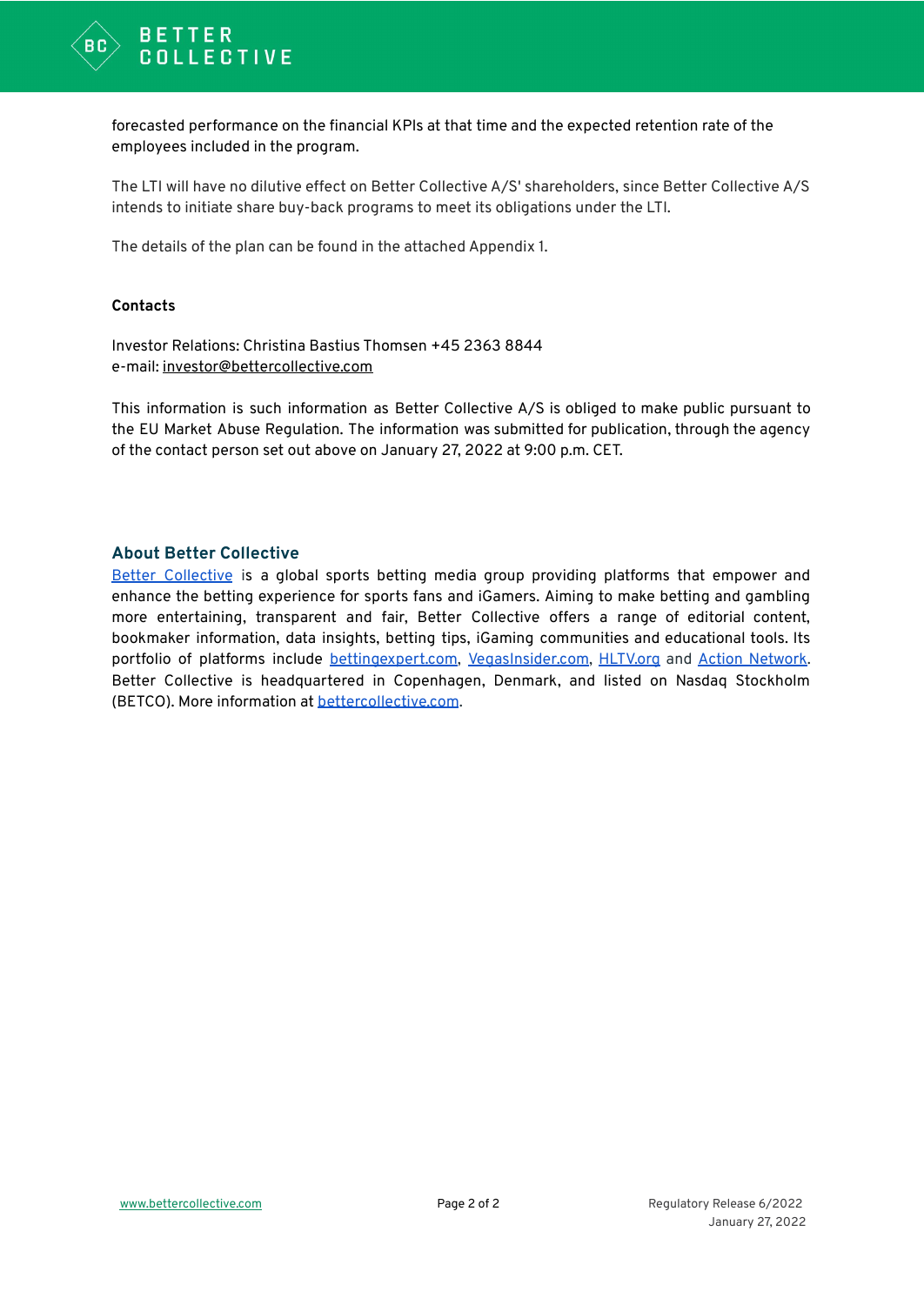forecasted performance on the financial KPIs at that time and the expected retention rate of the employees included in the program.

The LTI will have no dilutive effect on Better Collective A/S' shareholders, since Better Collective A/S intends to initiate share buy-back programs to meet its obligations under the LTI.

The details of the plan can be found in the attached Appendix 1.

**Contacts**

Investor Relations: Christina Bastius Thomsen +45 2363 8844
e-mail: investor@bettercollective.com

This information is such information as Better Collective A/S is obliged to make public pursuant to the EU Market Abuse Regulation. The information was submitted for publication, through the agency of the contact person set out above on January 27, 2022 at 9:00 p.m. CET.

## About Better Collective

Better Collective is a global sports betting media group providing platforms that empower and enhance the betting experience for sports fans and iGamers. Aiming to make betting and gambling more entertaining, transparent and fair, Better Collective offers a range of editorial content, bookmaker information, data insights, betting tips, iGaming communities and educational tools. Its portfolio of platforms include bettingexpert.com, VegasInsider.com, HLTV.org and Action Network. Better Collective is headquartered in Copenhagen, Denmark, and listed on Nasdaq Stockholm (BETCO). More information at bettercollective.com.